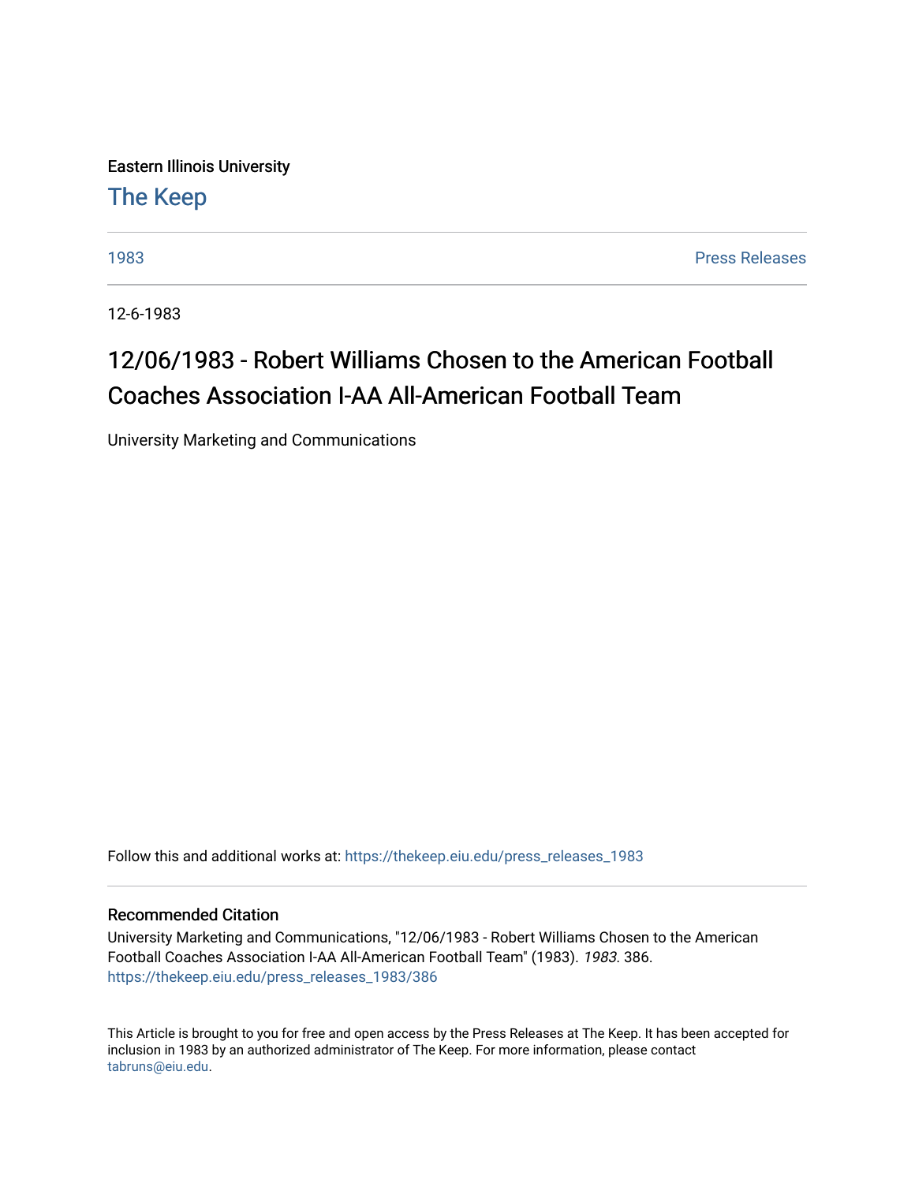Eastern Illinois University

The Keep

1983 | Press Releases

12-6-1983

# 12/06/1983 - Robert Williams Chosen to the American Football Coaches Association I-AA All-American Football Team

University Marketing and Communications

Follow this and additional works at: https://thekeep.eiu.edu/press_releases_1983

## Recommended Citation

University Marketing and Communications, "12/06/1983 - Robert Williams Chosen to the American Football Coaches Association I-AA All-American Football Team" (1983). *1983*. 386.
https://thekeep.eiu.edu/press_releases_1983/386

This Article is brought to you for free and open access by the Press Releases at The Keep. It has been accepted for inclusion in 1983 by an authorized administrator of The Keep. For more information, please contact tabruns@eiu.edu.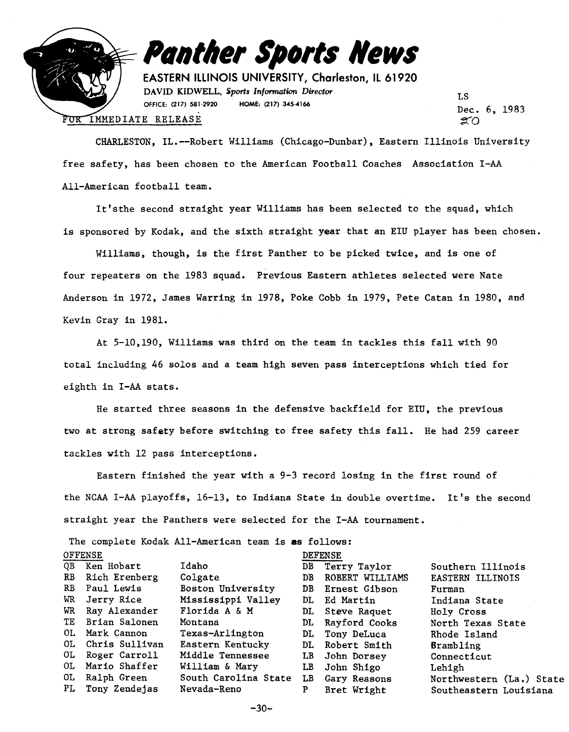# Panther Sports News

**EASTERN ILLINOIS UNIVERSITY, Charleston, IL 61920**

DAVID KIDWELL, *Sports Information Director*

OFFICE: (217) 581-2920 HOME: (217) 345-4166

LS

Dec. 6, 1983

20

FOR IMMEDIATE RELEASE

CHARLESTON, IL.--Robert Williams (Chicago-Dunbar), Eastern Illinois University free safety, has been chosen to the American Football Coaches Association I-AA All-American football team.

It'sthe second straight year Williams has been selected to the squad, which is sponsored by Kodak, and the sixth straight year that an EIU player has been chosen.

Williams, though, is the first Panther to be picked twice, and is one of four repeaters on the 1983 squad. Previous Eastern athletes selected were Nate Anderson in 1972, James Warring in 1978, Poke Cobb in 1979, Pete Catan in 1980, and Kevin Gray in 1981.

At 5-10,190, Williams was third on the team in tackles this fall with 90 total including 46 solos and a team high seven pass interceptions which tied for eighth in I-AA stats.

He started three seasons in the defensive backfield for EIU, the previous two at strong safety before switching to free safety this fall. He had 259 career tackles with 12 pass interceptions.

Eastern finished the year with a 9-3 record losing in the first round of the NCAA I-AA playoffs, 16-13, to Indiana State in double overtime. It's the second straight year the Panthers were selected for the I-AA tournament.

The complete Kodak All-American team is as follows:

| OFFENSE | | | DEFENSE | | |
|---|---|---|---|---|---|
| QB | Ken Hobart | Idaho | DB | Terry Taylor | Southern Illinois |
| RB | Rich Erenberg | Colgate | DB | ROBERT WILLIAMS | EASTERN ILLINOIS |
| RB | Paul Lewis | Boston University | DB | Ernest Gibson | Furman |
| WR | Jerry Rice | Mississippi Valley | DL | Ed Martin | Indiana State |
| WR | Ray Alexander | Florida A & M | DL | Steve Raquet | Holy Cross |
| TE | Brian Salonen | Montana | DL | Rayford Cooks | North Texas State |
| OL | Mark Cannon | Texas-Arlington | DL | Tony DeLuca | Rhode Island |
| OL | Chris Sullivan | Eastern Kentucky | DL | Robert Smith | Brambling |
| OL | Roger Carroll | Middle Tennessee | LB | John Dorsey | Connecticut |
| OL | Mario Shaffer | William & Mary | LB | John Shigo | Lehigh |
| OL | Ralph Green | South Carolina State | LB | Gary Reasons | Northwestern (La.) State |
| PL | Tony Zendejas | Nevada-Reno | P | Bret Wright | Southeastern Louisiana |

-30-